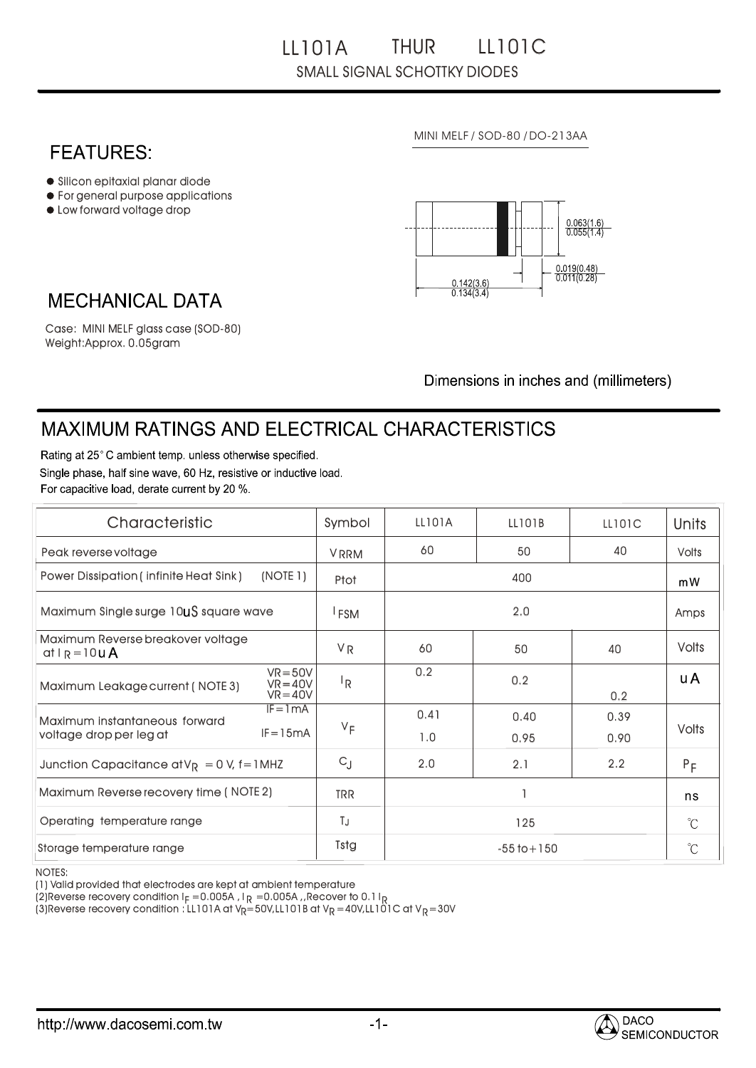# LL101A THUR LL101C

SMALL SIGNAL SCHOTTKY DIODES

## FEATURES:

- Silicon epitaxial planar diode
- For general purpose applications
- Low forward voltage drop

MINI MELF / SOD-80 / DO-213AA

0.063(1.6)
0.055(1.4)

0.019(0.48)
0.011(0.28)

0.142(3.6)
0.134(3.4)

## MECHANICAL DATA

Case: MINI MELF glass case (SOD-80)
Weight:Approx. 0.05gram

Dimensions in inches and (millimeters)

## MAXIMUM RATINGS AND ELECTRICAL CHARACTERISTICS

Rating at 25° C ambient temp. unless otherwise specified.
Single phase, half sine wave, 60 Hz, resistive or inductive load.
For capacitive load, derate current by 20 %.

| Characteristic | Symbol | LL101A | LL101B | LL101C | Units |
|---|---|---|---|---|---|
| Peak reverse voltage | $V_{RRM}$ | 60 | 50 | 40 | Volts |
| Power Dissipation ( infinite Heat Sink ) (NOTE 1) | Ptot | 400 | | | mW |
| Maximum Single surge 10uS square wave | $I_{FSM}$ | 2.0 | | | Amps |
| Maximum Reverse breakover voltage at $I_R$=10uA | $V_R$ | 60 | 50 | 40 | Volts |
| Maximum Leakage current ( NOTE 3) VR=50V / VR=40V / VR=40V | $I_R$ | 0.2 | 0.2 | 0.2 | uA |
| Maximum instantaneous forward voltage drop per leg at IF=1mA | $V_F$ | 0.41 | 0.40 | 0.39 | Volts |
| IF=15mA | | 1.0 | 0.95 | 0.90 | |
| Junction Capacitance at$V_R$ = 0 V, f=1MHZ | $C_J$ | 2.0 | 2.1 | 2.2 | $P_F$ |
| Maximum Reverse recovery time ( NOTE 2) | TRR | 1 | | | ns |
| Operating temperature range | $T_J$ | 125 | | | ℃ |
| Storage temperature range | Tstg | -55 to+150 | | | ℃ |

NOTES:
(1) Valid provided that electrodes are kept at ambient temperature
(2)Reverse recovery condition $I_F$ =0.005A , $I_R$ =0.005A ,,Recover to 0.1 $I_R$
(3)Reverse recovery condition : LL101A at $V_R$=50V,LL101B at $V_R$=40V,LL101C at $V_R$=30V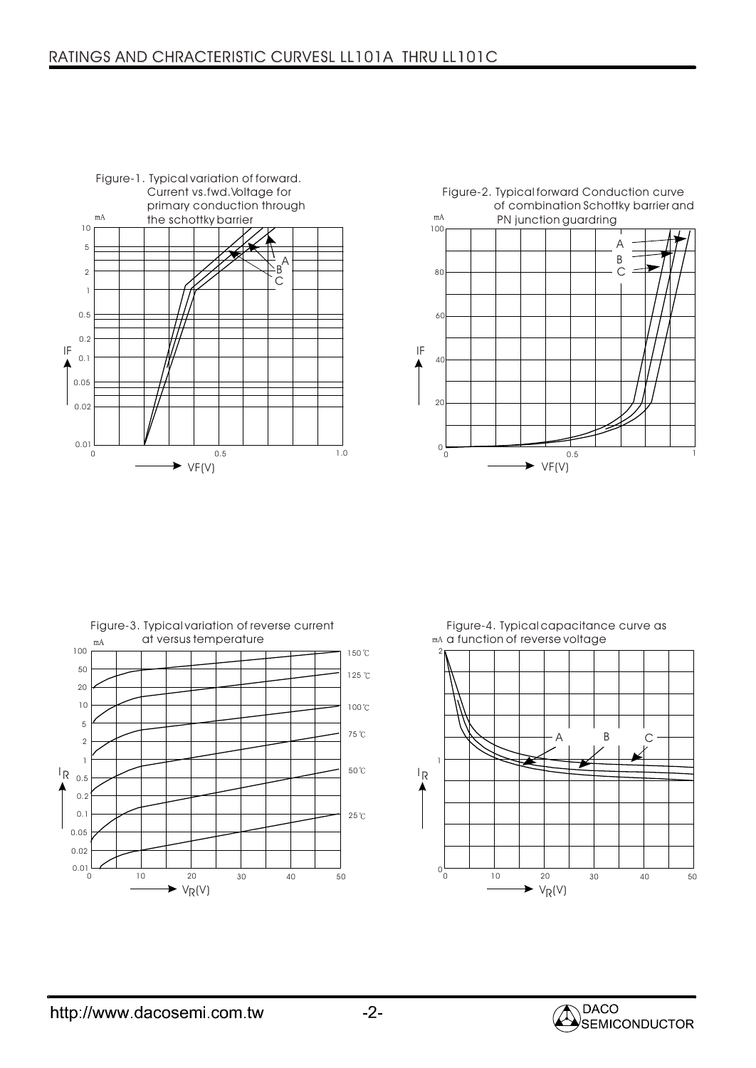## RATINGS AND CHRACTERISTIC CURVESL LL101A THRU LL101C

Figure-1. Typical variation of forward. Current vs.fwd.Voltage for primary conduction through the schottky barrier

mA

10
5
2
1
0.5
0.2
0.1
0.05
0.02
0.01

IF

0
0.5
1.0

VF(V)

A
B
C

Figure-2. Typical forward Conduction curve of combination Schottky barrier and PN junction guardring

mA

100
80
60
40
20
0

IF

0
0.5
1

VF(V)

A
B
C

Figure-3. Typical variation of reverse current at versus temperature

mA

100
50
20
10
5
2
1
0.5
0.2
0.1
0.05
0.02
0.01

$I_R$

0
10
20
30
40
50

$V_R$(V)

150℃
125℃
100℃
75℃
50℃
25℃

Figure-4. Typical capacitance curve as a function of reverse voltage

mA

2
1
0

$I_R$

0
10
20
30
40
50

$V_R$(V)

A
B
C

http://www.dacosemi.com.tw

DACO SEMICONDUCTOR